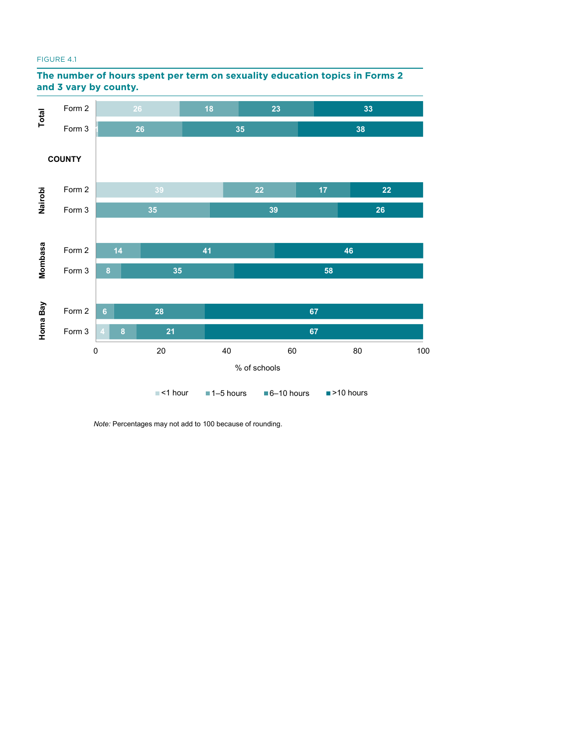FIGURE 4.1

**The number of hours spent per term on sexuality education topics in Forms 2 and 3 vary by county.**

| | | <1 hour | 1–5 hours | 6–10 hours | >10 hours |
|---|---|---|---|---|---|
| Total | Form 2 | 26 | 18 | 23 | 33 |
| | Form 3 | 1 | 26 | 35 | 38 |
| **COUNTY** | | | | | |
| Nairobi | Form 2 | 39 | 22 | 17 | 22 |
| | Form 3 | | 35 | 39 | 26 |
| Mombasa | Form 2 | | 14 | 41 | 46 |
| | Form 3 | | 8 | 35 | 58 |
| Homa Bay | Form 2 | | 6 | 28 | 67 |
| | Form 3 | 4 | 8 | 21 | 67 |

% of schools

*Note:* Percentages may not add to 100 because of rounding.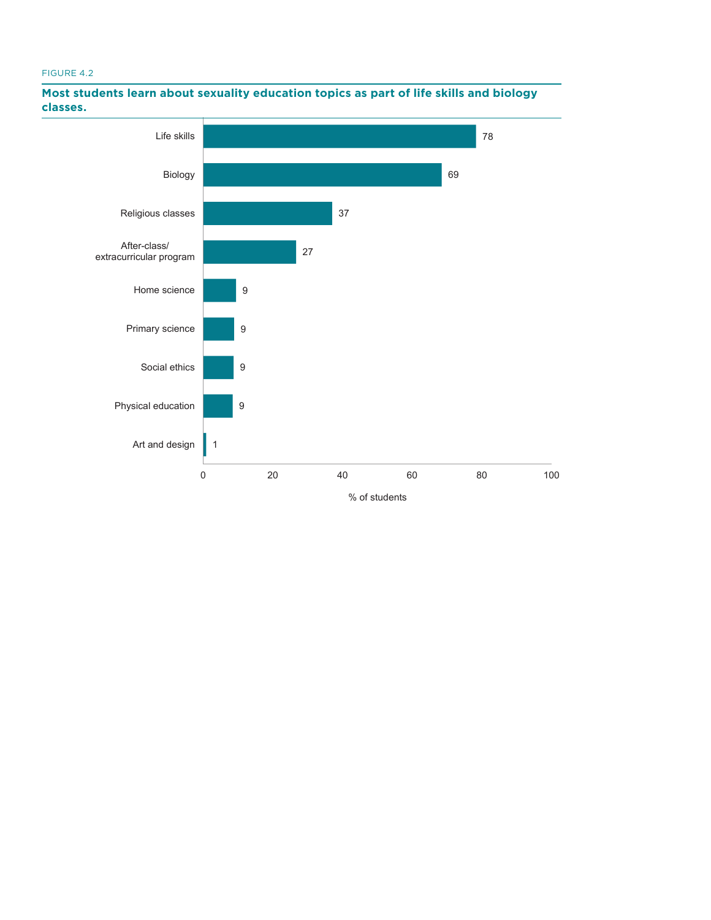FIGURE 4.2

**Most students learn about sexuality education topics as part of life skills and biology classes.**

| Subject | % of students |
|---|---|
| Life skills | 78 |
| Biology | 69 |
| Religious classes | 37 |
| After-class/ extracurricular program | 27 |
| Home science | 9 |
| Primary science | 9 |
| Social ethics | 9 |
| Physical education | 9 |
| Art and design | 1 |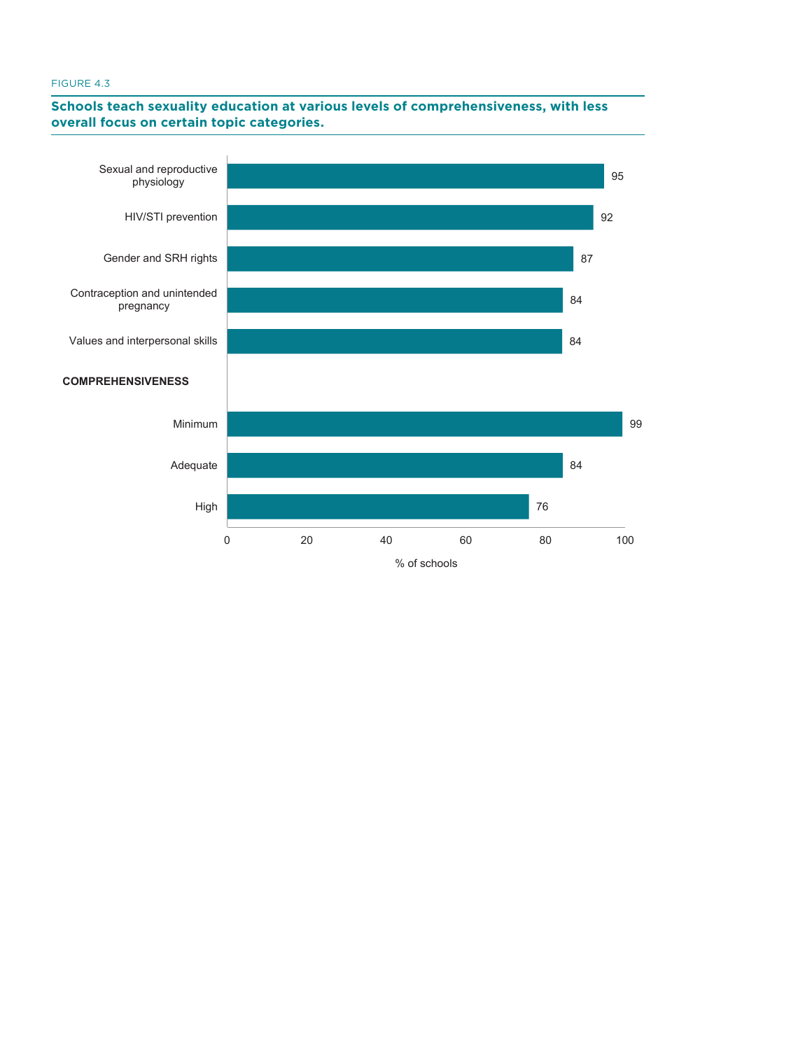FIGURE 4.3

**Schools teach sexuality education at various levels of comprehensiveness, with less overall focus on certain topic categories.**

| | % of schools |
|---|---|
| Sexual and reproductive physiology | 95 |
| HIV/STI prevention | 92 |
| Gender and SRH rights | 87 |
| Contraception and unintended pregnancy | 84 |
| Values and interpersonal skills | 84 |
| **COMPREHENSIVENESS** | |
| Minimum | 99 |
| Adequate | 84 |
| High | 76 |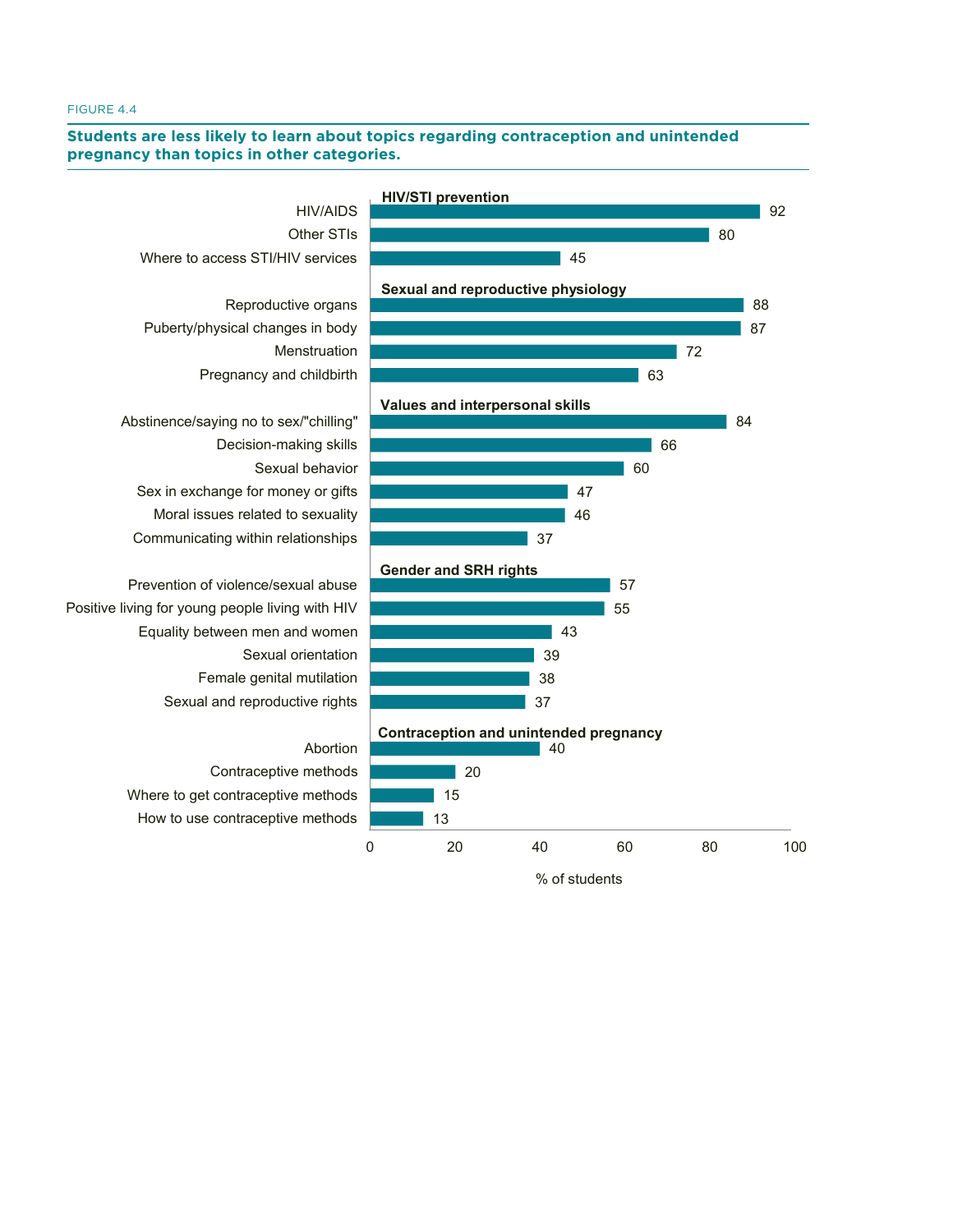FIGURE 4.4

**Students are less likely to learn about topics regarding contraception and unintended pregnancy than topics in other categories.**

| Category / Topic | % of students |
|---|---|
| **HIV/STI prevention** | |
| HIV/AIDS | 92 |
| Other STIs | 80 |
| Where to access STI/HIV services | 45 |
| **Sexual and reproductive physiology** | |
| Reproductive organs | 88 |
| Puberty/physical changes in body | 87 |
| Menstruation | 72 |
| Pregnancy and childbirth | 63 |
| **Values and interpersonal skills** | |
| Abstinence/saying no to sex/"chilling" | 84 |
| Decision-making skills | 66 |
| Sexual behavior | 60 |
| Sex in exchange for money or gifts | 47 |
| Moral issues related to sexuality | 46 |
| Communicating within relationships | 37 |
| **Gender and SRH rights** | |
| Prevention of violence/sexual abuse | 57 |
| Positive living for young people living with HIV | 55 |
| Equality between men and women | 43 |
| Sexual orientation | 39 |
| Female genital mutilation | 38 |
| Sexual and reproductive rights | 37 |
| **Contraception and unintended pregnancy** | |
| Abortion | 40 |
| Contraceptive methods | 20 |
| Where to get contraceptive methods | 15 |
| How to use contraceptive methods | 13 |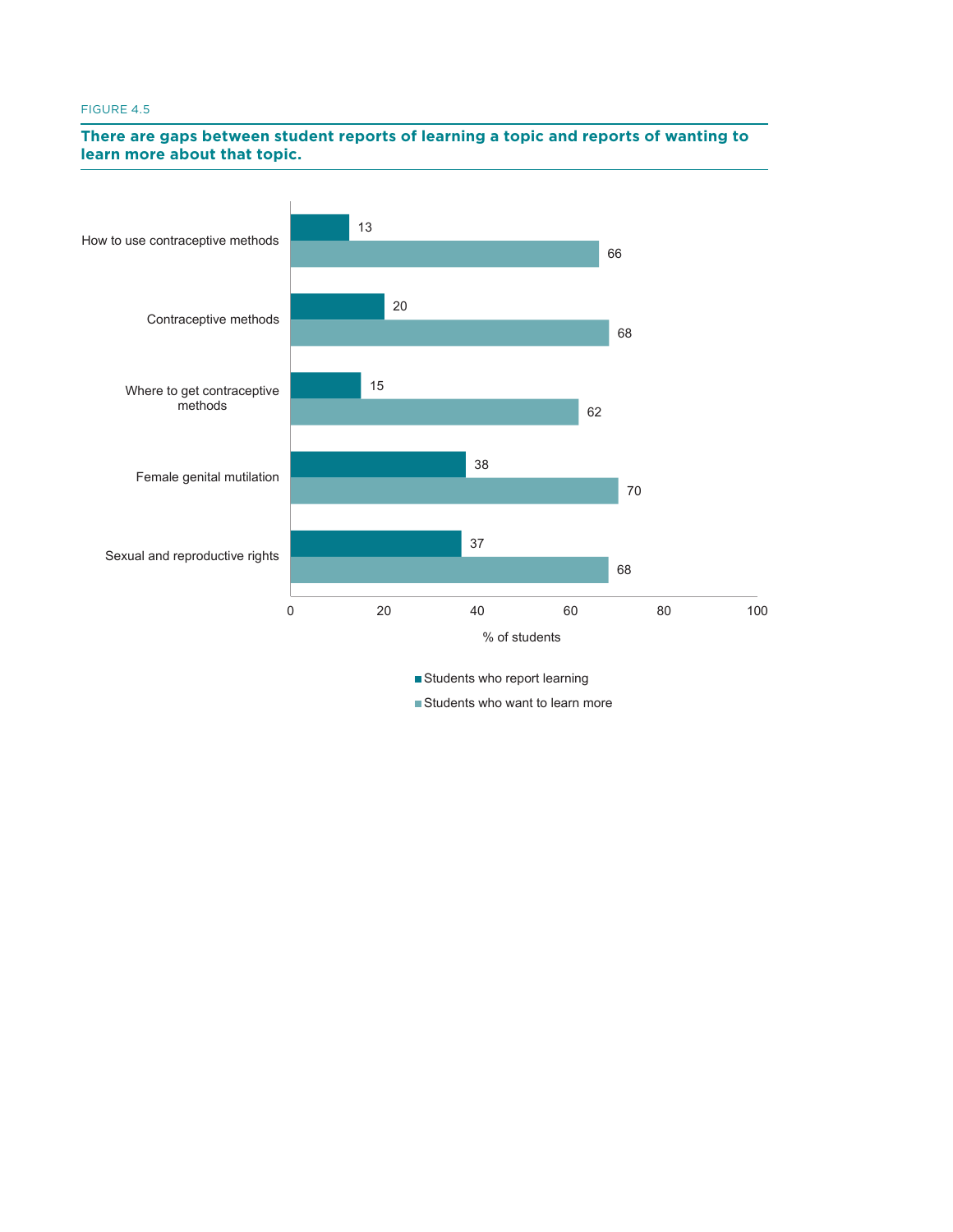FIGURE 4.5

**There are gaps between student reports of learning a topic and reports of wanting to learn more about that topic.**

| Topic | Students who report learning (%) | Students who want to learn more (%) |
| --- | --- | --- |
| How to use contraceptive methods | 13 | 66 |
| Contraceptive methods | 20 | 68 |
| Where to get contraceptive methods | 15 | 62 |
| Female genital mutilation | 38 | 70 |
| Sexual and reproductive rights | 37 | 68 |

% of students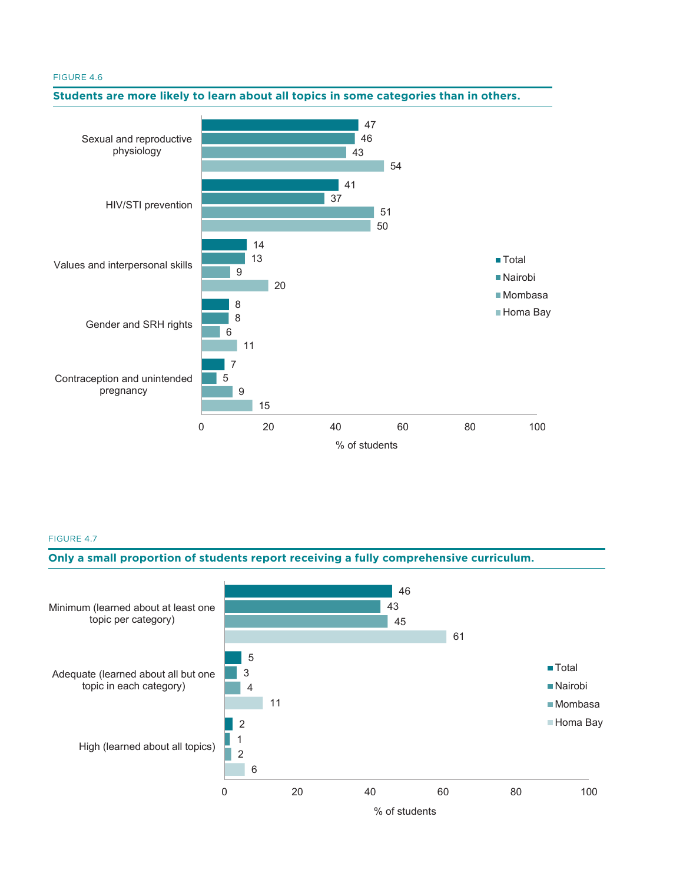FIGURE 4.6

**Students are more likely to learn about all topics in some categories than in others.**

| Category | Total | Nairobi | Mombasa | Homa Bay |
|---|---|---|---|---|
| Sexual and reproductive physiology | 47 | 46 | 43 | 54 |
| HIV/STI prevention | 41 | 37 | 51 | 50 |
| Values and interpersonal skills | 14 | 13 | 9 | 20 |
| Gender and SRH rights | 8 | 8 | 6 | 11 |
| Contraception and unintended pregnancy | 7 | 5 | 9 | 15 |

% of students

FIGURE 4.7

**Only a small proportion of students report receiving a fully comprehensive curriculum.**

| Level | Total | Nairobi | Mombasa | Homa Bay |
|---|---|---|---|---|
| Minimum (learned about at least one topic per category) | 46 | 43 | 45 | 61 |
| Adequate (learned about all but one topic in each category) | 5 | 3 | 4 | 11 |
| High (learned about all topics) | 2 | 1 | 2 | 6 |

% of students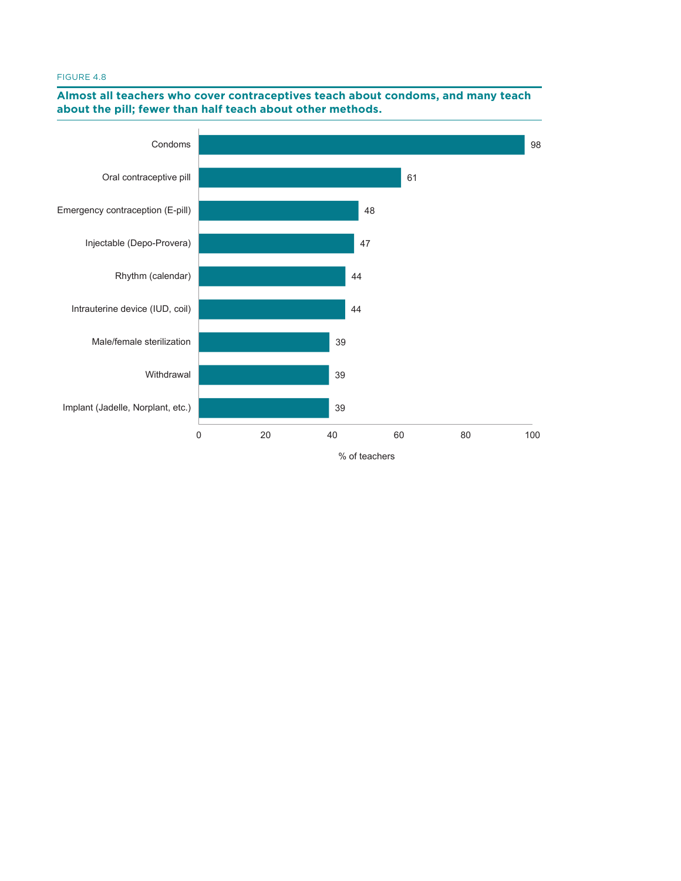FIGURE 4.8

**Almost all teachers who cover contraceptives teach about condoms, and many teach about the pill; fewer than half teach about other methods.**

| Method | % of teachers |
|---|---|
| Condoms | 98 |
| Oral contraceptive pill | 61 |
| Emergency contraception (E-pill) | 48 |
| Injectable (Depo-Provera) | 47 |
| Rhythm (calendar) | 44 |
| Intrauterine device (IUD, coil) | 44 |
| Male/female sterilization | 39 |
| Withdrawal | 39 |
| Implant (Jadelle, Norplant, etc.) | 39 |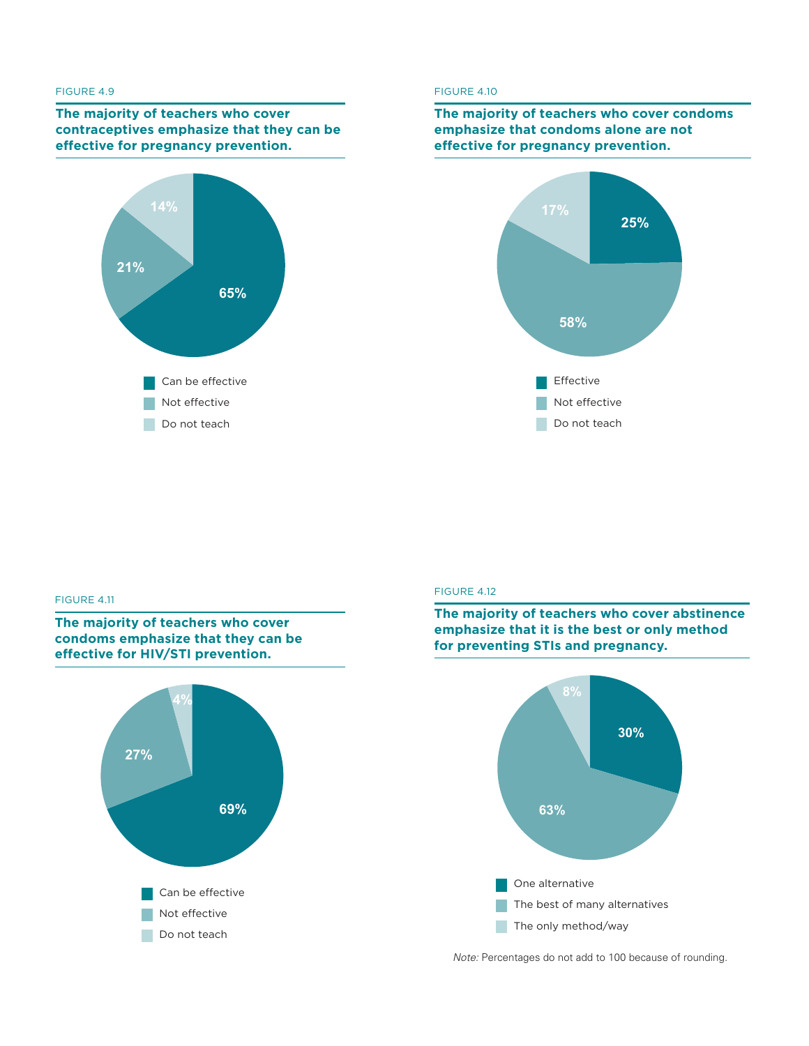FIGURE 4.9

**The majority of teachers who cover contraceptives emphasize that they can be effective for pregnancy prevention.**

| Response | Percent |
| --- | --- |
| Can be effective | 65% |
| Not effective | 21% |
| Do not teach | 14% |

FIGURE 4.10

**The majority of teachers who cover condoms emphasize that condoms alone are not effective for pregnancy prevention.**

| Response | Percent |
| --- | --- |
| Effective | 25% |
| Not effective | 58% |
| Do not teach | 17% |

FIGURE 4.11

**The majority of teachers who cover condoms emphasize that they can be effective for HIV/STI prevention.**

| Response | Percent |
| --- | --- |
| Can be effective | 69% |
| Not effective | 27% |
| Do not teach | 4% |

FIGURE 4.12

**The majority of teachers who cover abstinence emphasize that it is the best or only method for preventing STIs and pregnancy.**

| Response | Percent |
| --- | --- |
| One alternative | 30% |
| The best of many alternatives | 63% |
| The only method/way | 8% |

*Note:* Percentages do not add to 100 because of rounding.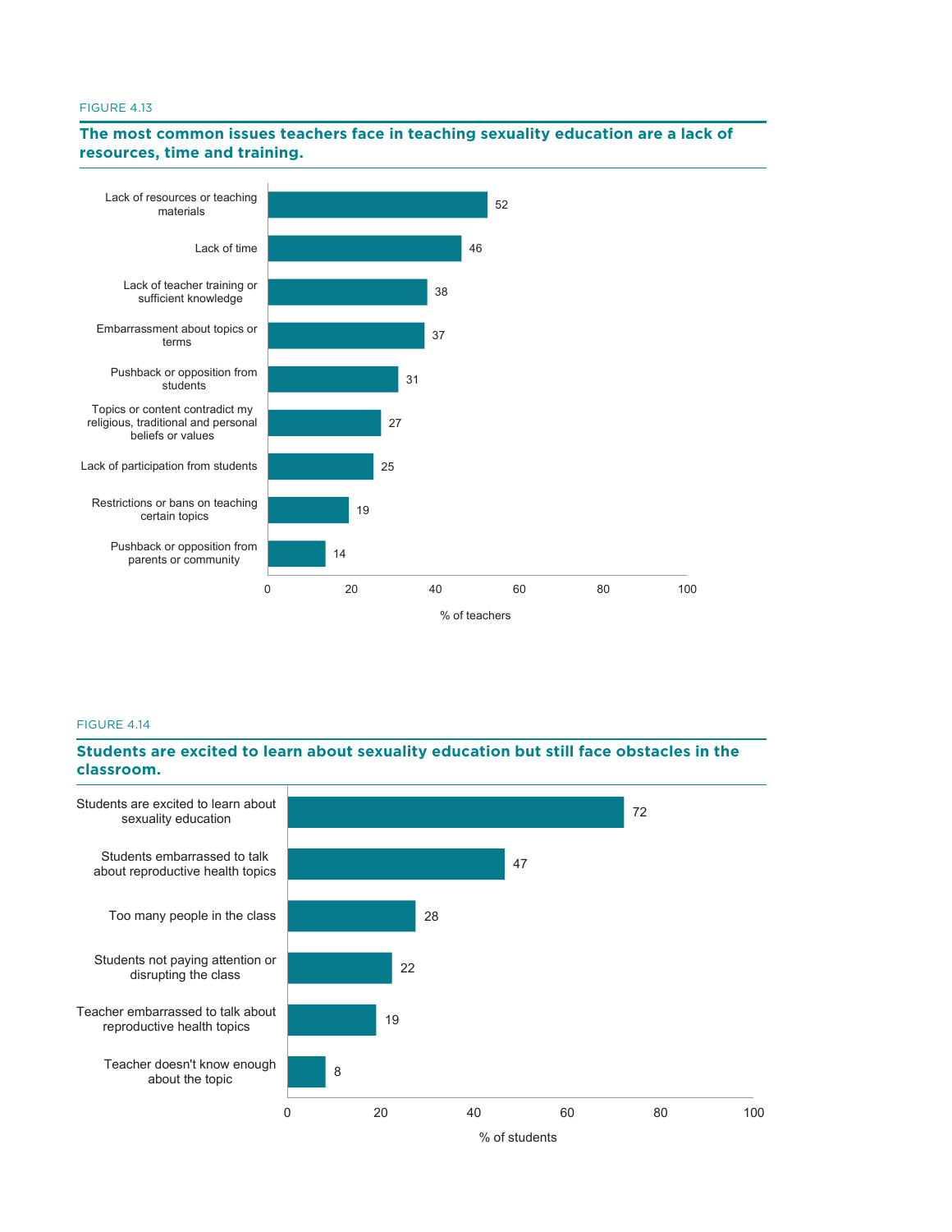FIGURE 4.13

**The most common issues teachers face in teaching sexuality education are a lack of resources, time and training.**

Lack of resources or teaching materials 52

Lack of time 46

Lack of teacher training or sufficient knowledge 38

Embarrassment about topics or terms 37

Pushback or opposition from students 31

Topics or content contradict my religious, traditional and personal beliefs or values 27

Lack of participation from students 25

Restrictions or bans on teaching certain topics 19

Pushback or opposition from parents or community 14

0 20 40 60 80 100

% of teachers

FIGURE 4.14

**Students are excited to learn about sexuality education but still face obstacles in the classroom.**

Students are excited to learn about sexuality education 72

Students embarrassed to talk about reproductive health topics 47

Too many people in the class 28

Students not paying attention or disrupting the class 22

Teacher embarrassed to talk about reproductive health topics 19

Teacher doesn't know enough about the topic 8

0 20 40 60 80 100

% of students